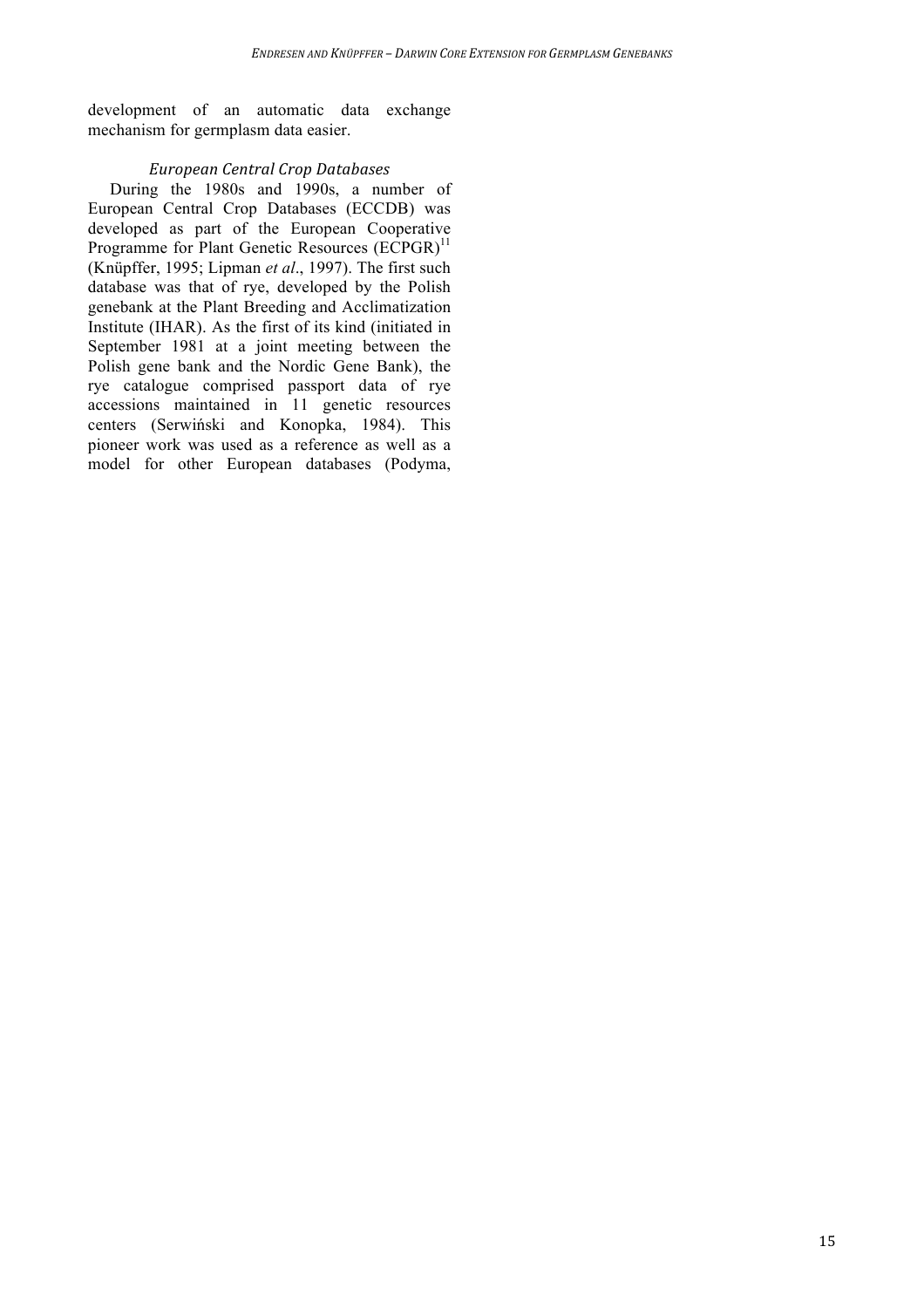development of an automatic data exchange mechanism for germplasm data easier.

### *European Central Crop Databases*

During the 1980s and 1990s, a number of European Central Crop Databases (ECCDB) was developed as part of the European Cooperative Programme for Plant Genetic Resources (ECPGR)[11] (Knüpffer, 1995; Lipman *et al*., 1997). The first such database was that of rye, developed by the Polish genebank at the Plant Breeding and Acclimatization Institute (IHAR). As the first of its kind (initiated in September 1981 at a joint meeting between the Polish gene bank and the Nordic Gene Bank), the rye catalogue comprised passport data of rye accessions maintained in 11 genetic resources centers (Serwiński and Konopka, 1984). This pioneer work was used as a reference as well as a model for other European databases (Podyma,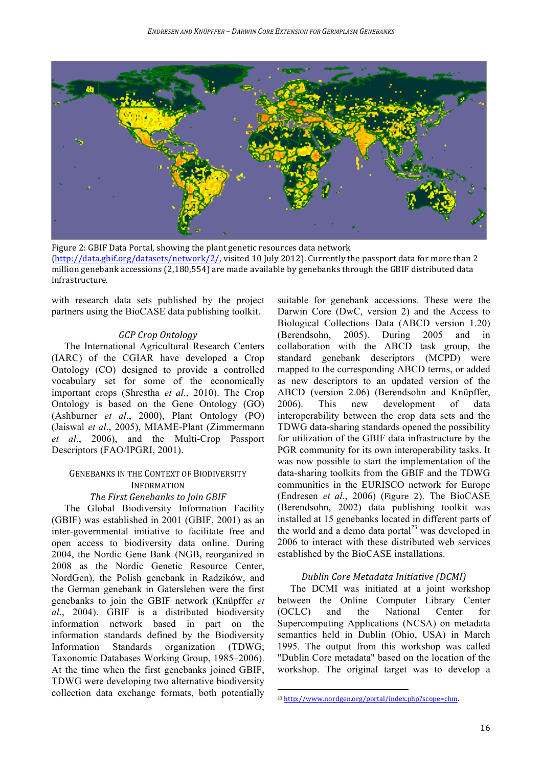Figure 2: GBIF Data Portal, showing the plant genetic resources data network (http://data.gbif.org/datasets/network/2/, visited 10 July 2012). Currently the passport data for more than 2 million genebank accessions (2,180,554) are made available by genebanks through the GBIF distributed data infrastructure.

with research data sets published by the project partners using the BioCASE data publishing toolkit.

### *GCP Crop Ontology*

The International Agricultural Research Centers (IARC) of the CGIAR have developed a Crop Ontology (CO) designed to provide a controlled vocabulary set for some of the economically important crops (Shrestha *et al*., 2010). The Crop Ontology is based on the Gene Ontology (GO) (Ashburner *et al*., 2000), Plant Ontology (PO) (Jaiswal *et al*., 2005), MIAME-Plant (Zimmermann *et al*., 2006), and the Multi-Crop Passport Descriptors (FAO/IPGRI, 2001).

## Genebanks in the Context of Biodiversity Information

### *The First Genebanks to Join GBIF*

The Global Biodiversity Information Facility (GBIF) was established in 2001 (GBIF, 2001) as an inter-governmental initiative to facilitate free and open access to biodiversity data online. During 2004, the Nordic Gene Bank (NGB, reorganized in 2008 as the Nordic Genetic Resource Center, NordGen), the Polish genebank in Radzików, and the German genebank in Gatersleben were the first genebanks to join the GBIF network (Knüpffer *et al*., 2004). GBIF is a distributed biodiversity information network based in part on the information standards defined by the Biodiversity Information Standards organization (TDWG; Taxonomic Databases Working Group, 1985–2006). At the time when the first genebanks joined GBIF, TDWG were developing two alternative biodiversity collection data exchange formats, both potentially suitable for genebank accessions. These were the Darwin Core (DwC, version 2) and the Access to Biological Collections Data (ABCD version 1.20) (Berendsohn, 2005). During 2005 and in collaboration with the ABCD task group, the standard genebank descriptors (MCPD) were mapped to the corresponding ABCD terms, or added as new descriptors to an updated version of the ABCD (version 2.06) (Berendsohn and Knüpffer, 2006). This new development of data interoperability between the crop data sets and the TDWG data-sharing standards opened the possibility for utilization of the GBIF data infrastructure by the PGR community for its own interoperability tasks. It was now possible to start the implementation of the data-sharing toolkits from the GBIF and the TDWG communities in the EURISCO network for Europe (Endresen *et al*., 2006) (Figure 2). The BioCASE (Berendsohn, 2002) data publishing toolkit was installed at 15 genebanks located in different parts of the world and a demo data portal[23] was developed in 2006 to interact with these distributed web services established by the BioCASE installations.

### *Dublin Core Metadata Initiative (DCMI)*

The DCMI was initiated at a joint workshop between the Online Computer Library Center (OCLC) and the National Center for Supercomputing Applications (NCSA) on metadata semantics held in Dublin (Ohio, USA) in March 1995. The output from this workshop was called "Dublin Core metadata" based on the location of the workshop. The original target was to develop a

[23] http://www.nordgen.org/portal/index.php?scope=chm.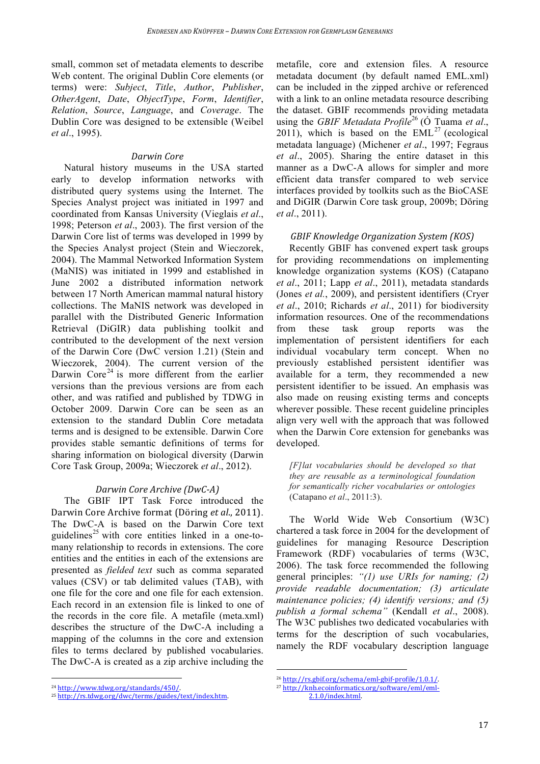small, common set of metadata elements to describe Web content. The original Dublin Core elements (or terms) were: *Subject*, *Title*, *Author*, *Publisher*, *OtherAgent*, *Date*, *ObjectType*, *Form*, *Identifier*, *Relation*, *Source*, *Language*, and *Coverage*. The Dublin Core was designed to be extensible (Weibel *et al*., 1995).

### *Darwin Core*

Natural history museums in the USA started early to develop information networks with distributed query systems using the Internet. The Species Analyst project was initiated in 1997 and coordinated from Kansas University (Vieglais *et al*., 1998; Peterson *et al*., 2003). The first version of the Darwin Core list of terms was developed in 1999 by the Species Analyst project (Stein and Wieczorek, 2004). The Mammal Networked Information System (MaNIS) was initiated in 1999 and established in June 2002 a distributed information network between 17 North American mammal natural history collections. The MaNIS network was developed in parallel with the Distributed Generic Information Retrieval (DiGIR) data publishing toolkit and contributed to the development of the next version of the Darwin Core (DwC version 1.21) (Stein and Wieczorek, 2004). The current version of the Darwin Core[24] is more different from the earlier versions than the previous versions are from each other, and was ratified and published by TDWG in October 2009. Darwin Core can be seen as an extension to the standard Dublin Core metadata terms and is designed to be extensible. Darwin Core provides stable semantic definitions of terms for sharing information on biological diversity (Darwin Core Task Group, 2009a; Wieczorek *et al*., 2012).

### *Darwin Core Archive (DwC-A)*

The GBIF IPT Task Force introduced the Darwin Core Archive format (Döring *et al*., 2011). The DwC-A is based on the Darwin Core text guidelines[25] with core entities linked in a one-to-many relationship to records in extensions. The core entities and the entities in each of the extensions are presented as *fielded text* such as comma separated values (CSV) or tab delimited values (TAB), with one file for the core and one file for each extension. Each record in an extension file is linked to one of the records in the core file. A metafile (meta.xml) describes the structure of the DwC-A including a mapping of the columns in the core and extension files to terms declared by published vocabularies. The DwC-A is created as a zip archive including the metafile, core and extension files. A resource metadata document (by default named EML.xml) can be included in the zipped archive or referenced with a link to an online metadata resource describing the dataset. GBIF recommends providing metadata using the *GBIF Metadata Profile*[26] (Ó Tuama *et al*., 2011), which is based on the EML[27] (ecological metadata language) (Michener *et al*., 1997; Fegraus *et al*., 2005). Sharing the entire dataset in this manner as a DwC-A allows for simpler and more efficient data transfer compared to web service interfaces provided by toolkits such as the BioCASE and DiGIR (Darwin Core task group, 2009b; Döring *et al*., 2011).

### *GBIF Knowledge Organization System (KOS)*

Recently GBIF has convened expert task groups for providing recommendations on implementing knowledge organization systems (KOS) (Catapano *et al*., 2011; Lapp *et al*., 2011), metadata standards (Jones *et al.*, 2009), and persistent identifiers (Cryer *et al*., 2010; Richards *et al*., 2011) for biodiversity information resources. One of the recommendations from these task group reports was the implementation of persistent identifiers for each individual vocabulary term concept. When no previously established persistent identifier was available for a term, they recommended a new persistent identifier to be issued. An emphasis was also made on reusing existing terms and concepts wherever possible. These recent guideline principles align very well with the approach that was followed when the Darwin Core extension for genebanks was developed.

> *[F]lat vocabularies should be developed so that they are reusable as a terminological foundation for semantically richer vocabularies or ontologies* (Catapano *et al*., 2011:3).

The World Wide Web Consortium (W3C) chartered a task force in 2004 for the development of guidelines for managing Resource Description Framework (RDF) vocabularies of terms (W3C, 2006). The task force recommended the following general principles: *"(1) use URIs for naming; (2) provide readable documentation; (3) articulate maintenance policies; (4) identify versions; and (5) publish a formal schema"* (Kendall *et al*., 2008). The W3C publishes two dedicated vocabularies with terms for the description of such vocabularies, namely the RDF vocabulary description language

---

[24] http://www.tdwg.org/standards/450/.

[25] http://rs.tdwg.org/dwc/terms/guides/text/index.htm.

[26] http://rs.gbif.org/schema/eml-gbif-profile/1.0.1/.

[27] http://knb.ecoinformatics.org/software/eml/eml-2.1.0/index.html.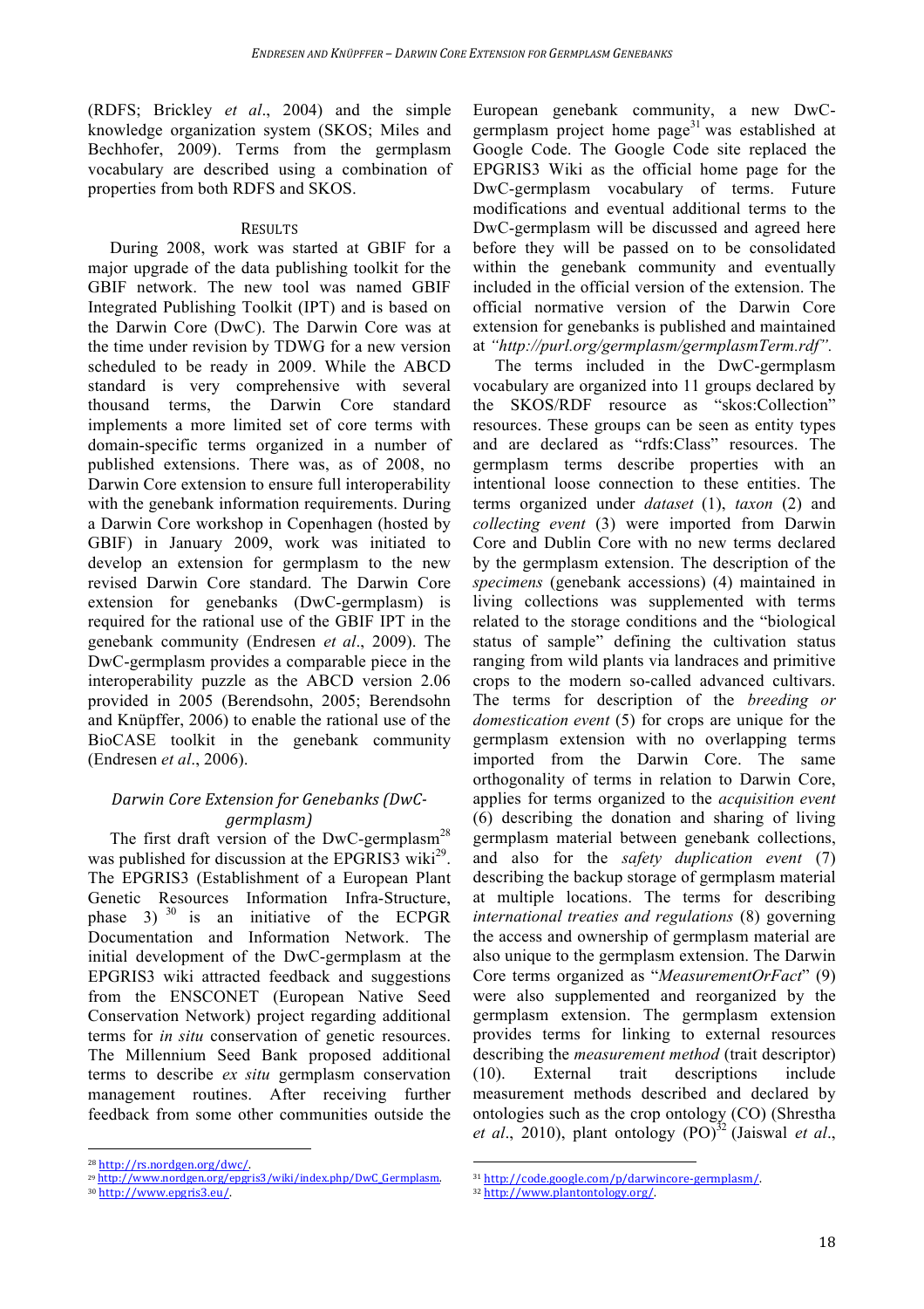(RDFS; Brickley *et al*., 2004) and the simple knowledge organization system (SKOS; Miles and Bechhofer, 2009). Terms from the germplasm vocabulary are described using a combination of properties from both RDFS and SKOS.

## RESULTS

During 2008, work was started at GBIF for a major upgrade of the data publishing toolkit for the GBIF network. The new tool was named GBIF Integrated Publishing Toolkit (IPT) and is based on the Darwin Core (DwC). The Darwin Core was at the time under revision by TDWG for a new version scheduled to be ready in 2009. While the ABCD standard is very comprehensive with several thousand terms, the Darwin Core standard implements a more limited set of core terms with domain-specific terms organized in a number of published extensions. There was, as of 2008, no Darwin Core extension to ensure full interoperability with the genebank information requirements. During a Darwin Core workshop in Copenhagen (hosted by GBIF) in January 2009, work was initiated to develop an extension for germplasm to the new revised Darwin Core standard. The Darwin Core extension for genebanks (DwC-germplasm) is required for the rational use of the GBIF IPT in the genebank community (Endresen *et al*., 2009). The DwC-germplasm provides a comparable piece in the interoperability puzzle as the ABCD version 2.06 provided in 2005 (Berendsohn, 2005; Berendsohn and Knüpffer, 2006) to enable the rational use of the BioCASE toolkit in the genebank community (Endresen *et al*., 2006).

### *Darwin Core Extension for Genebanks (DwC-germplasm)*

The first draft version of the DwC-germplasm[28] was published for discussion at the EPGRIS3 wiki[29]. The EPGRIS3 (Establishment of a European Plant Genetic Resources Information Infra-Structure, phase 3) [30] is an initiative of the ECPGR Documentation and Information Network. The initial development of the DwC-germplasm at the EPGRIS3 wiki attracted feedback and suggestions from the ENSCONET (European Native Seed Conservation Network) project regarding additional terms for *in situ* conservation of genetic resources. The Millennium Seed Bank proposed additional terms to describe *ex situ* germplasm conservation management routines. After receiving further feedback from some other communities outside the European genebank community, a new DwC-germplasm project home page[31] was established at Google Code. The Google Code site replaced the EPGRIS3 Wiki as the official home page for the DwC-germplasm vocabulary of terms. Future modifications and eventual additional terms to the DwC-germplasm will be discussed and agreed here before they will be passed on to be consolidated within the genebank community and eventually included in the official version of the extension. The official normative version of the Darwin Core extension for genebanks is published and maintained at *"http://purl.org/germplasm/germplasmTerm.rdf"*.

The terms included in the DwC-germplasm vocabulary are organized into 11 groups declared by the SKOS/RDF resource as "skos:Collection" resources. These groups can be seen as entity types and are declared as "rdfs:Class" resources. The germplasm terms describe properties with an intentional loose connection to these entities. The terms organized under *dataset* (1), *taxon* (2) and *collecting event* (3) were imported from Darwin Core and Dublin Core with no new terms declared by the germplasm extension. The description of the *specimens* (genebank accessions) (4) maintained in living collections was supplemented with terms related to the storage conditions and the "biological status of sample" defining the cultivation status ranging from wild plants via landraces and primitive crops to the modern so-called advanced cultivars. The terms for description of the *breeding or domestication event* (5) for crops are unique for the germplasm extension with no overlapping terms imported from the Darwin Core. The same orthogonality of terms in relation to Darwin Core, applies for terms organized to the *acquisition event* (6) describing the donation and sharing of living germplasm material between genebank collections, and also for the *safety duplication event* (7) describing the backup storage of germplasm material at multiple locations. The terms for describing *international treaties and regulations* (8) governing the access and ownership of germplasm material are also unique to the germplasm extension. The Darwin Core terms organized as "*MeasurementOrFact*" (9) were also supplemented and reorganized by the germplasm extension. The germplasm extension provides terms for linking to external resources describing the *measurement method* (trait descriptor) (10). External trait descriptions include measurement methods described and declared by ontologies such as the crop ontology (CO) (Shrestha *et al*., 2010), plant ontology (PO)[32] (Jaiswal *et al*.,

---

[28] http://rs.nordgen.org/dwc/.

[29] http://www.nordgen.org/epgris3/wiki/index.php/DwC_Germplasm.

[30] http://www.epgris3.eu/.

[31] http://code.google.com/p/darwincore-germplasm/.

[32] http://www.plantontology.org/.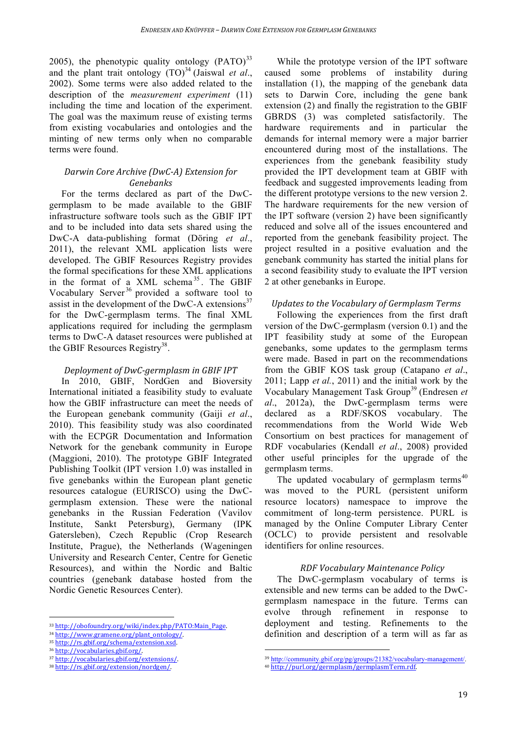2005), the phenotypic quality ontology (PATO)[33] and the plant trait ontology (TO)[34] (Jaiswal *et al*., 2002). Some terms were also added related to the description of the *measurement experiment* (11) including the time and location of the experiment. The goal was the maximum reuse of existing terms from existing vocabularies and ontologies and the minting of new terms only when no comparable terms were found.

### *Darwin Core Archive (DwC-A) Extension for Genebanks*

For the terms declared as part of the DwC-germplasm to be made available to the GBIF infrastructure software tools such as the GBIF IPT and to be included into data sets shared using the DwC-A data-publishing format (Döring *et al*., 2011), the relevant XML application lists were developed. The GBIF Resources Registry provides the formal specifications for these XML applications in the format of a XML schema[35]. The GBIF Vocabulary Server[36] provided a software tool to assist in the development of the DwC-A extensions[37] for the DwC-germplasm terms. The final XML applications required for including the germplasm terms to DwC-A dataset resources were published at the GBIF Resources Registry[38].

### *Deployment of DwC-germplasm in GBIF IPT*

In 2010, GBIF, NordGen and Bioversity International initiated a feasibility study to evaluate how the GBIF infrastructure can meet the needs of the European genebank community (Gaiji *et al*., 2010). This feasibility study was also coordinated with the ECPGR Documentation and Information Network for the genebank community in Europe (Maggioni, 2010). The prototype GBIF Integrated Publishing Toolkit (IPT version 1.0) was installed in five genebanks within the European plant genetic resources catalogue (EURISCO) using the DwC-germplasm extension. These were the national genebanks in the Russian Federation (Vavilov Institute, Sankt Petersburg), Germany (IPK Gatersleben), Czech Republic (Crop Research Institute, Prague), the Netherlands (Wageningen University and Research Center, Centre for Genetic Resources), and within the Nordic and Baltic countries (genebank database hosted from the Nordic Genetic Resources Center).

While the prototype version of the IPT software caused some problems of instability during installation (1), the mapping of the genebank data sets to Darwin Core, including the gene bank extension (2) and finally the registration to the GBIF GBRDS (3) was completed satisfactorily. The hardware requirements and in particular the demands for internal memory were a major barrier encountered during most of the installations. The experiences from the genebank feasibility study provided the IPT development team at GBIF with feedback and suggested improvements leading from the different prototype versions to the new version 2. The hardware requirements for the new version of the IPT software (version 2) have been significantly reduced and solve all of the issues encountered and reported from the genebank feasibility project. The project resulted in a positive evaluation and the genebank community has started the initial plans for a second feasibility study to evaluate the IPT version 2 at other genebanks in Europe.

### *Updates to the Vocabulary of Germplasm Terms*

Following the experiences from the first draft version of the DwC-germplasm (version 0.1) and the IPT feasibility study at some of the European genebanks, some updates to the germplasm terms were made. Based in part on the recommendations from the GBIF KOS task group (Catapano *et al*., 2011; Lapp *et al.*, 2011) and the initial work by the Vocabulary Management Task Group[39] (Endresen *et al*., 2012a), the DwC-germplasm terms were declared as a RDF/SKOS vocabulary. The recommendations from the World Wide Web Consortium on best practices for management of RDF vocabularies (Kendall *et al*., 2008) provided other useful principles for the upgrade of the germplasm terms.

The updated vocabulary of germplasm terms[40] was moved to the PURL (persistent uniform resource locators) namespace to improve the commitment of long-term persistence. PURL is managed by the Online Computer Library Center (OCLC) to provide persistent and resolvable identifiers for online resources.

### *RDF Vocabulary Maintenance Policy*

The DwC-germplasm vocabulary of terms is extensible and new terms can be added to the DwC-germplasm namespace in the future. Terms can evolve through refinement in response to deployment and testing. Refinements to the definition and description of a term will as far as

---

[33] http://obofoundry.org/wiki/index.php/PATO:Main_Page.
[34] http://www.gramene.org/plant_ontology/.
[35] http://rs.gbif.org/schema/extension.xsd.
[36] http://vocabularies.gbif.org/.
[37] http://vocabularies.gbif.org/extensions/.
[38] http://rs.gbif.org/extension/nordgen/.
[39] http://community.gbif.org/pg/groups/21382/vocabulary-management/.
[40] http://purl.org/germplasm/germplasmTerm.rdf.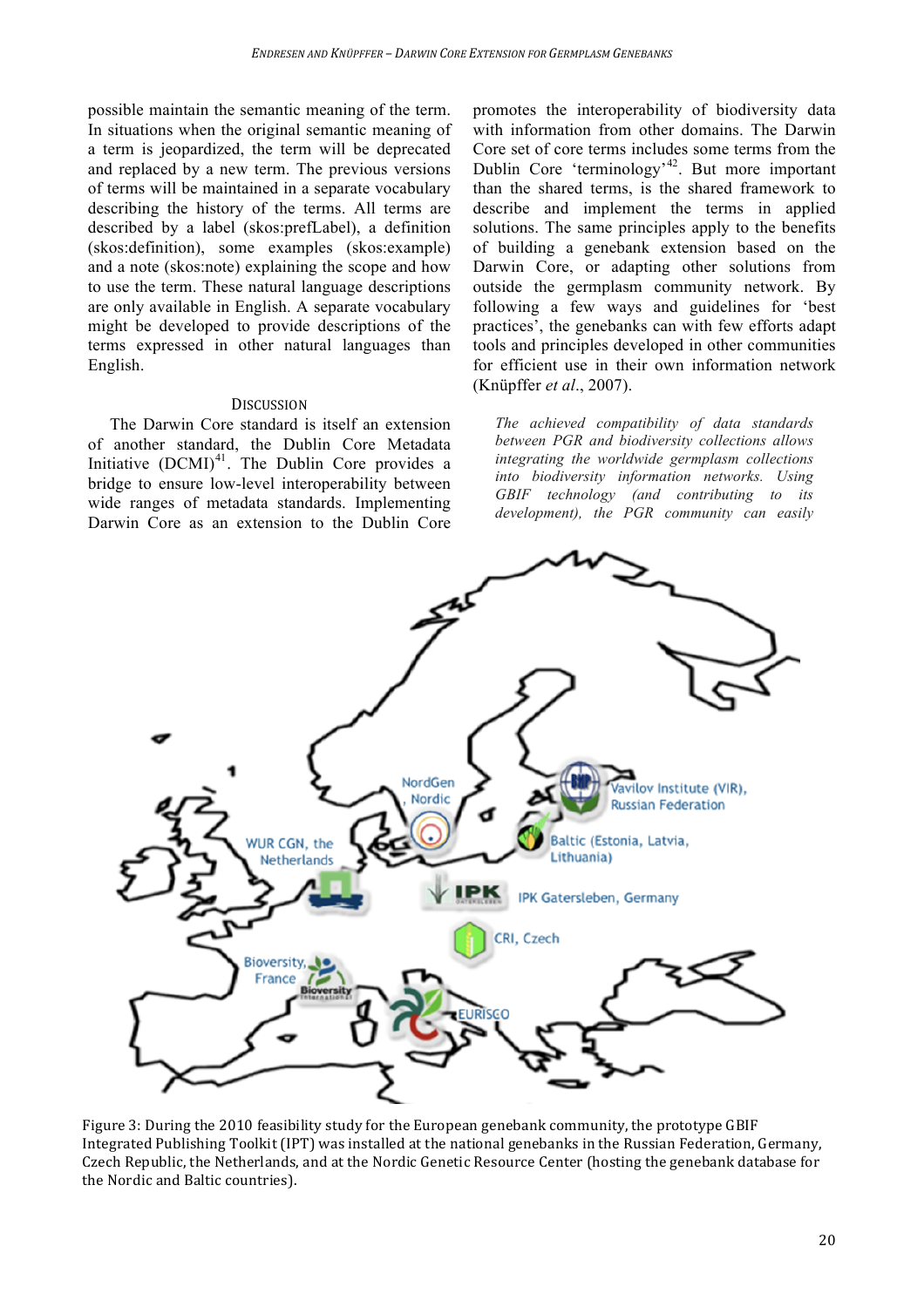possible maintain the semantic meaning of the term. In situations when the original semantic meaning of a term is jeopardized, the term will be deprecated and replaced by a new term. The previous versions of terms will be maintained in a separate vocabulary describing the history of the terms. All terms are described by a label (skos:prefLabel), a definition (skos:definition), some examples (skos:example) and a note (skos:note) explaining the scope and how to use the term. These natural language descriptions are only available in English. A separate vocabulary might be developed to provide descriptions of the terms expressed in other natural languages than English.

## Discussion

The Darwin Core standard is itself an extension of another standard, the Dublin Core Metadata Initiative (DCMI)[41]. The Dublin Core provides a bridge to ensure low-level interoperability between wide ranges of metadata standards. Implementing Darwin Core as an extension to the Dublin Core promotes the interoperability of biodiversity data with information from other domains. The Darwin Core set of core terms includes some terms from the Dublin Core 'terminology'[42]. But more important than the shared terms, is the shared framework to describe and implement the terms in applied solutions. The same principles apply to the benefits of building a genebank extension based on the Darwin Core, or adapting other solutions from outside the germplasm community network. By following a few ways and guidelines for 'best practices', the genebanks can with few efforts adapt tools and principles developed in other communities for efficient use in their own information network (Knüpffer *et al*., 2007).

*The achieved compatibility of data standards between PGR and biodiversity collections allows integrating the worldwide germplasm collections into biodiversity information networks. Using GBIF technology (and contributing to its development), the PGR community can easily*

Figure 3: During the 2010 feasibility study for the European genebank community, the prototype GBIF Integrated Publishing Toolkit (IPT) was installed at the national genebanks in the Russian Federation, Germany, Czech Republic, the Netherlands, and at the Nordic Genetic Resource Center (hosting the genebank database for the Nordic and Baltic countries).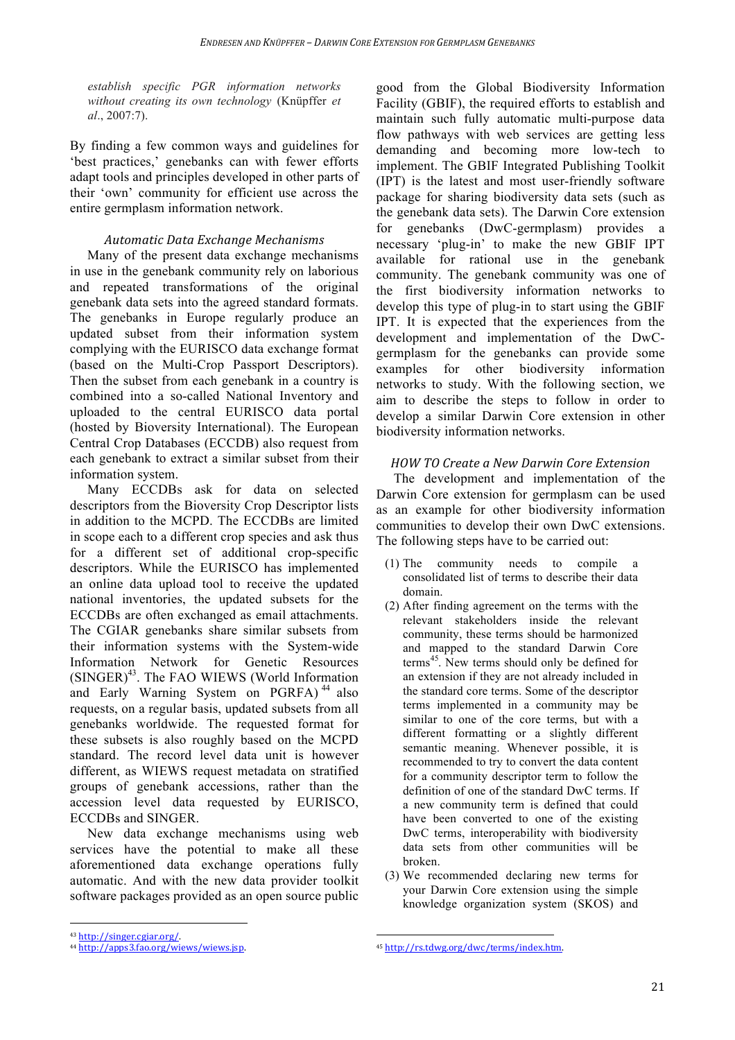*establish specific PGR information networks without creating its own technology* (Knüpffer *et al*., 2007:7).

By finding a few common ways and guidelines for 'best practices,' genebanks can with fewer efforts adapt tools and principles developed in other parts of their 'own' community for efficient use across the entire germplasm information network.

### *Automatic Data Exchange Mechanisms*

Many of the present data exchange mechanisms in use in the genebank community rely on laborious and repeated transformations of the original genebank data sets into the agreed standard formats. The genebanks in Europe regularly produce an updated subset from their information system complying with the EURISCO data exchange format (based on the Multi-Crop Passport Descriptors). Then the subset from each genebank in a country is combined into a so-called National Inventory and uploaded to the central EURISCO data portal (hosted by Bioversity International). The European Central Crop Databases (ECCDB) also request from each genebank to extract a similar subset from their information system.

Many ECCDBs ask for data on selected descriptors from the Bioversity Crop Descriptor lists in addition to the MCPD. The ECCDBs are limited in scope each to a different crop species and ask thus for a different set of additional crop-specific descriptors. While the EURISCO has implemented an online data upload tool to receive the updated national inventories, the updated subsets for the ECCDBs are often exchanged as email attachments. The CGIAR genebanks share similar subsets from their information systems with the System-wide Information Network for Genetic Resources (SINGER)[43]. The FAO WIEWS (World Information and Early Warning System on PGRFA)[44] also requests, on a regular basis, updated subsets from all genebanks worldwide. The requested format for these subsets is also roughly based on the MCPD standard. The record level data unit is however different, as WIEWS request metadata on stratified groups of genebank accessions, rather than the accession level data requested by EURISCO, ECCDBs and SINGER.

New data exchange mechanisms using web services have the potential to make all these aforementioned data exchange operations fully automatic. And with the new data provider toolkit software packages provided as an open source public good from the Global Biodiversity Information Facility (GBIF), the required efforts to establish and maintain such fully automatic multi-purpose data flow pathways with web services are getting less demanding and becoming more low-tech to implement. The GBIF Integrated Publishing Toolkit (IPT) is the latest and most user-friendly software package for sharing biodiversity data sets (such as the genebank data sets). The Darwin Core extension for genebanks (DwC-germplasm) provides a necessary 'plug-in' to make the new GBIF IPT available for rational use in the genebank community. The genebank community was one of the first biodiversity information networks to develop this type of plug-in to start using the GBIF IPT. It is expected that the experiences from the development and implementation of the DwC-germplasm for the genebanks can provide some examples for other biodiversity information networks to study. With the following section, we aim to describe the steps to follow in order to develop a similar Darwin Core extension in other biodiversity information networks.

### *HOW TO Create a New Darwin Core Extension*

The development and implementation of the Darwin Core extension for germplasm can be used as an example for other biodiversity information communities to develop their own DwC extensions. The following steps have to be carried out:

(1) The community needs to compile a consolidated list of terms to describe their data domain.

(2) After finding agreement on the terms with the relevant stakeholders inside the relevant community, these terms should be harmonized and mapped to the standard Darwin Core terms[45]. New terms should only be defined for an extension if they are not already included in the standard core terms. Some of the descriptor terms implemented in a community may be similar to one of the core terms, but with a different formatting or a slightly different semantic meaning. Whenever possible, it is recommended to try to convert the data content for a community descriptor term to follow the definition of one of the standard DwC terms. If a new community term is defined that could have been converted to one of the existing DwC terms, interoperability with biodiversity data sets from other communities will be broken.

(3) We recommended declaring new terms for your Darwin Core extension using the simple knowledge organization system (SKOS) and

---

[43] http://singer.cgiar.org/.

[44] http://apps3.fao.org/wiews/wiews.jsp.

[45] http://rs.tdwg.org/dwc/terms/index.htm.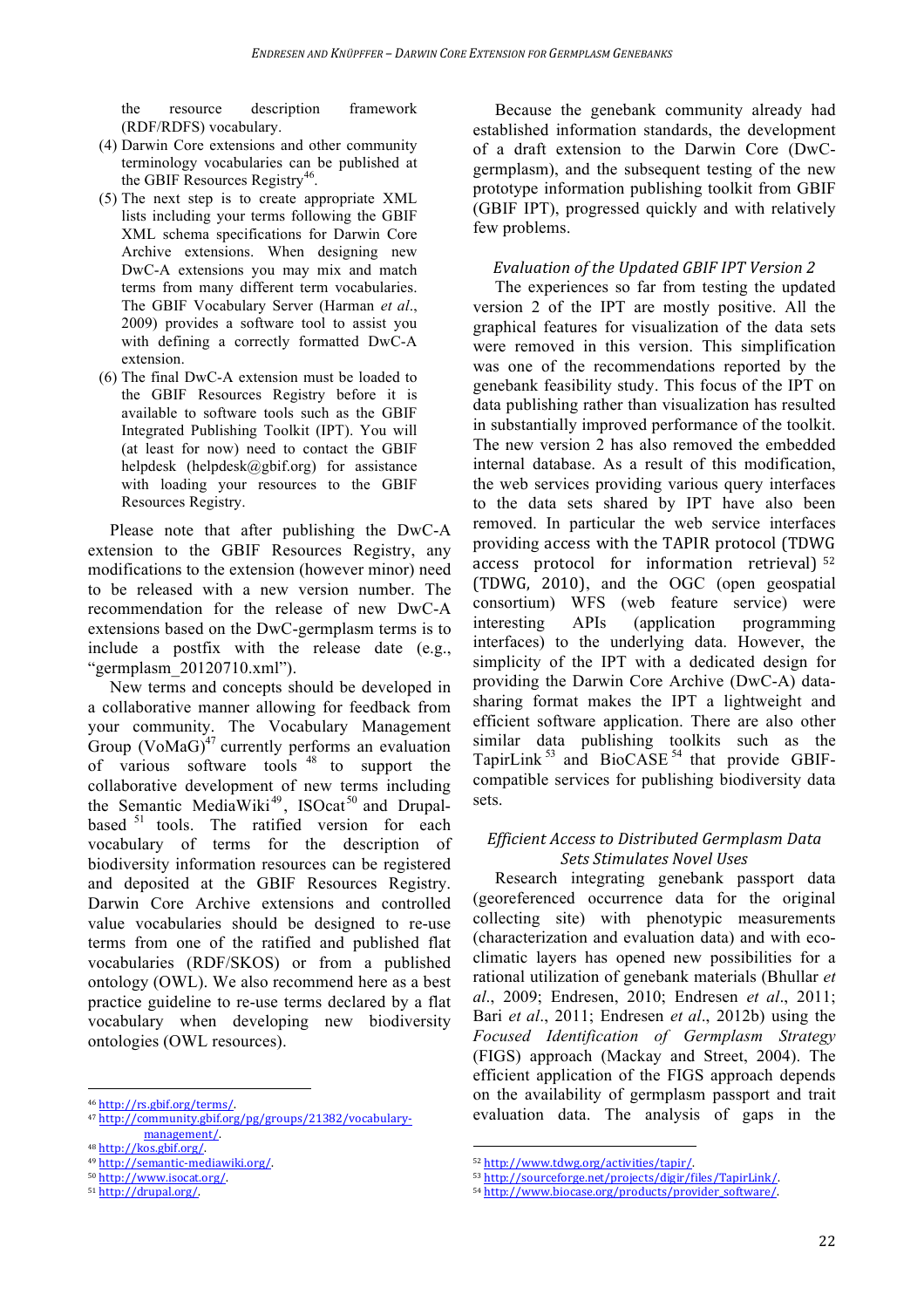the resource description framework (RDF/RDFS) vocabulary.

(4) Darwin Core extensions and other community terminology vocabularies can be published at the GBIF Resources Registry[46].

(5) The next step is to create appropriate XML lists including your terms following the GBIF XML schema specifications for Darwin Core Archive extensions. When designing new DwC-A extensions you may mix and match terms from many different term vocabularies. The GBIF Vocabulary Server (Harman *et al*., 2009) provides a software tool to assist you with defining a correctly formatted DwC-A extension.

(6) The final DwC-A extension must be loaded to the GBIF Resources Registry before it is available to software tools such as the GBIF Integrated Publishing Toolkit (IPT). You will (at least for now) need to contact the GBIF helpdesk (helpdesk@gbif.org) for assistance with loading your resources to the GBIF Resources Registry.

Please note that after publishing the DwC-A extension to the GBIF Resources Registry, any modifications to the extension (however minor) need to be released with a new version number. The recommendation for the release of new DwC-A extensions based on the DwC-germplasm terms is to include a postfix with the release date (e.g., "germplasm_20120710.xml").

New terms and concepts should be developed in a collaborative manner allowing for feedback from your community. The Vocabulary Management Group (VoMaG)[47] currently performs an evaluation of various software tools [48] to support the collaborative development of new terms including the Semantic MediaWiki[49], ISOcat[50] and Drupal-based [51] tools. The ratified version for each vocabulary of terms for the description of biodiversity information resources can be registered and deposited at the GBIF Resources Registry. Darwin Core Archive extensions and controlled value vocabularies should be designed to re-use terms from one of the ratified and published flat vocabularies (RDF/SKOS) or from a published ontology (OWL). We also recommend here as a best practice guideline to re-use terms declared by a flat vocabulary when developing new biodiversity ontologies (OWL resources).

[46] http://rs.gbif.org/terms/.
[47] http://community.gbif.org/pg/groups/21382/vocabulary-management/.
[48] http://kos.gbif.org/.
[49] http://semantic-mediawiki.org/.
[50] http://www.isocat.org/.
[51] http://drupal.org/.

Because the genebank community already had established information standards, the development of a draft extension to the Darwin Core (DwC-germplasm), and the subsequent testing of the new prototype information publishing toolkit from GBIF (GBIF IPT), progressed quickly and with relatively few problems.

### *Evaluation of the Updated GBIF IPT Version 2*

The experiences so far from testing the updated version 2 of the IPT are mostly positive. All the graphical features for visualization of the data sets were removed in this version. This simplification was one of the recommendations reported by the genebank feasibility study. This focus of the IPT on data publishing rather than visualization has resulted in substantially improved performance of the toolkit. The new version 2 has also removed the embedded internal database. As a result of this modification, the web services providing various query interfaces to the data sets shared by IPT have also been removed. In particular the web service interfaces providing access with the TAPIR protocol (TDWG access protocol for information retrieval) [52] (TDWG, 2010), and the OGC (open geospatial consortium) WFS (web feature service) were interesting APIs (application programming interfaces) to the underlying data. However, the simplicity of the IPT with a dedicated design for providing the Darwin Core Archive (DwC-A) data-sharing format makes the IPT a lightweight and efficient software application. There are also other similar data publishing toolkits such as the TapirLink [53] and BioCASE [54] that provide GBIF-compatible services for publishing biodiversity data sets.

### *Efficient Access to Distributed Germplasm Data Sets Stimulates Novel Uses*

Research integrating genebank passport data (georeferenced occurrence data for the original collecting site) with phenotypic measurements (characterization and evaluation data) and with eco-climatic layers has opened new possibilities for a rational utilization of genebank materials (Bhullar *et al*., 2009; Endresen, 2010; Endresen *et al*., 2011; Bari *et al*., 2011; Endresen *et al*., 2012b) using the *Focused Identification of Germplasm Strategy* (FIGS) approach (Mackay and Street, 2004). The efficient application of the FIGS approach depends on the availability of germplasm passport and trait evaluation data. The analysis of gaps in the

[52] http://www.tdwg.org/activities/tapir/.
[53] http://sourceforge.net/projects/digir/files/TapirLink/.
[54] http://www.biocase.org/products/provider_software/.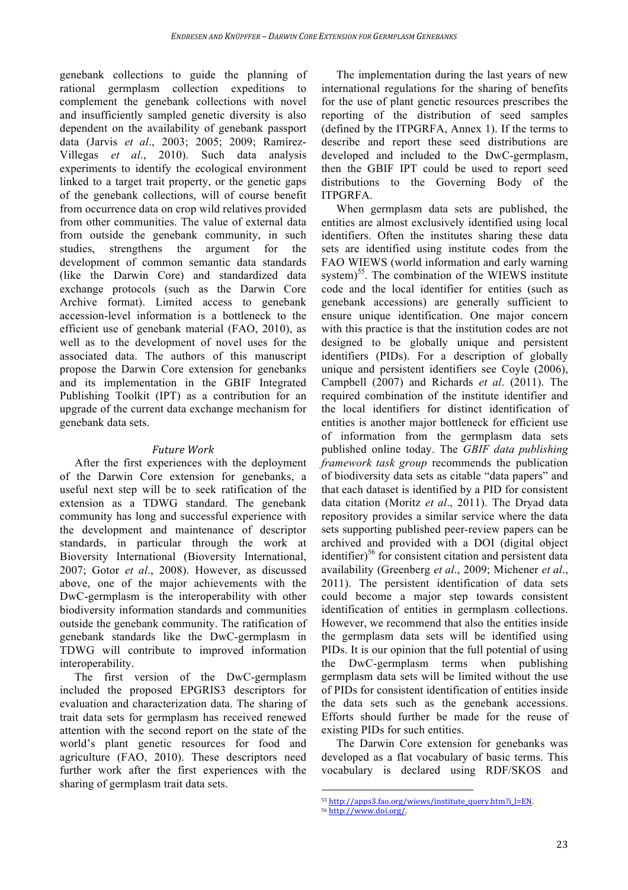genebank collections to guide the planning of rational germplasm collection expeditions to complement the genebank collections with novel and insufficiently sampled genetic diversity is also dependent on the availability of genebank passport data (Jarvis *et al*., 2003; 2005; 2009; Ramírez-Villegas *et al*., 2010). Such data analysis experiments to identify the ecological environment linked to a target trait property, or the genetic gaps of the genebank collections, will of course benefit from occurrence data on crop wild relatives provided from other communities. The value of external data from outside the genebank community, in such studies, strengthens the argument for the development of common semantic data standards (like the Darwin Core) and standardized data exchange protocols (such as the Darwin Core Archive format). Limited access to genebank accession-level information is a bottleneck to the efficient use of genebank material (FAO, 2010), as well as to the development of novel uses for the associated data. The authors of this manuscript propose the Darwin Core extension for genebanks and its implementation in the GBIF Integrated Publishing Toolkit (IPT) as a contribution for an upgrade of the current data exchange mechanism for genebank data sets.

### *Future Work*

After the first experiences with the deployment of the Darwin Core extension for genebanks, a useful next step will be to seek ratification of the extension as a TDWG standard. The genebank community has long and successful experience with the development and maintenance of descriptor standards, in particular through the work at Bioversity International (Bioversity International, 2007; Gotor *et al*., 2008). However, as discussed above, one of the major achievements with the DwC-germplasm is the interoperability with other biodiversity information standards and communities outside the genebank community. The ratification of genebank standards like the DwC-germplasm in TDWG will contribute to improved information interoperability.

The first version of the DwC-germplasm included the proposed EPGRIS3 descriptors for evaluation and characterization data. The sharing of trait data sets for germplasm has received renewed attention with the second report on the state of the world's plant genetic resources for food and agriculture (FAO, 2010). These descriptors need further work after the first experiences with the sharing of germplasm trait data sets.

The implementation during the last years of new international regulations for the sharing of benefits for the use of plant genetic resources prescribes the reporting of the distribution of seed samples (defined by the ITPGRFA, Annex 1). If the terms to describe and report these seed distributions are developed and included to the DwC-germplasm, then the GBIF IPT could be used to report seed distributions to the Governing Body of the ITPGRFA.

When germplasm data sets are published, the entities are almost exclusively identified using local identifiers. Often the institutes sharing these data sets are identified using institute codes from the FAO WIEWS (world information and early warning system)[55]. The combination of the WIEWS institute code and the local identifier for entities (such as genebank accessions) are generally sufficient to ensure unique identification. One major concern with this practice is that the institution codes are not designed to be globally unique and persistent identifiers (PIDs). For a description of globally unique and persistent identifiers see Coyle (2006), Campbell (2007) and Richards *et al*. (2011). The required combination of the institute identifier and the local identifiers for distinct identification of entities is another major bottleneck for efficient use of information from the germplasm data sets published online today. The *GBIF data publishing framework task group* recommends the publication of biodiversity data sets as citable "data papers" and that each dataset is identified by a PID for consistent data citation (Moritz *et al*., 2011). The Dryad data repository provides a similar service where the data sets supporting published peer-review papers can be archived and provided with a DOI (digital object identifier)[56] for consistent citation and persistent data availability (Greenberg *et al*., 2009; Michener *et al*., 2011). The persistent identification of data sets could become a major step towards consistent identification of entities in germplasm collections. However, we recommend that also the entities inside the germplasm data sets will be identified using PIDs. It is our opinion that the full potential of using the DwC-germplasm terms when publishing germplasm data sets will be limited without the use of PIDs for consistent identification of entities inside the data sets such as the genebank accessions. Efforts should further be made for the reuse of existing PIDs for such entities.

The Darwin Core extension for genebanks was developed as a flat vocabulary of basic terms. This vocabulary is declared using RDF/SKOS and

[55] http://apps3.fao.org/wiews/institute_query.htm?i_l=EN.
[56] http://www.doi.org/.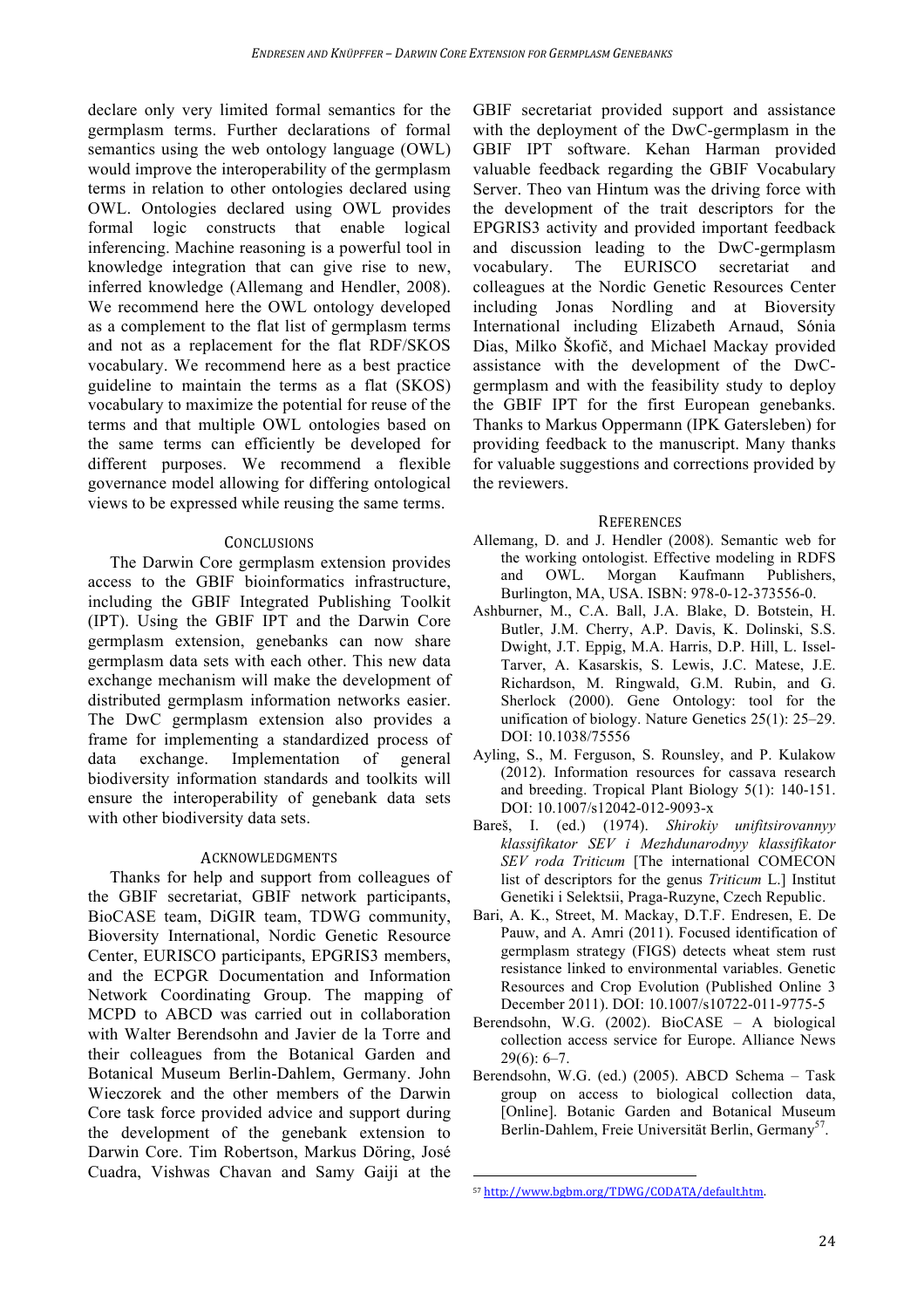declare only very limited formal semantics for the germplasm terms. Further declarations of formal semantics using the web ontology language (OWL) would improve the interoperability of the germplasm terms in relation to other ontologies declared using OWL. Ontologies declared using OWL provides formal logic constructs that enable logical inferencing. Machine reasoning is a powerful tool in knowledge integration that can give rise to new, inferred knowledge (Allemang and Hendler, 2008). We recommend here the OWL ontology developed as a complement to the flat list of germplasm terms and not as a replacement for the flat RDF/SKOS vocabulary. We recommend here as a best practice guideline to maintain the terms as a flat (SKOS) vocabulary to maximize the potential for reuse of the terms and that multiple OWL ontologies based on the same terms can efficiently be developed for different purposes. We recommend a flexible governance model allowing for differing ontological views to be expressed while reusing the same terms.

## Conclusions

The Darwin Core germplasm extension provides access to the GBIF bioinformatics infrastructure, including the GBIF Integrated Publishing Toolkit (IPT). Using the GBIF IPT and the Darwin Core germplasm extension, genebanks can now share germplasm data sets with each other. This new data exchange mechanism will make the development of distributed germplasm information networks easier. The DwC germplasm extension also provides a frame for implementing a standardized process of data exchange. Implementation of general biodiversity information standards and toolkits will ensure the interoperability of genebank data sets with other biodiversity data sets.

## Acknowledgments

Thanks for help and support from colleagues of the GBIF secretariat, GBIF network participants, BioCASE team, DiGIR team, TDWG community, Bioversity International, Nordic Genetic Resource Center, EURISCO participants, EPGRIS3 members, and the ECPGR Documentation and Information Network Coordinating Group. The mapping of MCPD to ABCD was carried out in collaboration with Walter Berendsohn and Javier de la Torre and their colleagues from the Botanical Garden and Botanical Museum Berlin-Dahlem, Germany. John Wieczorek and the other members of the Darwin Core task force provided advice and support during the development of the genebank extension to Darwin Core. Tim Robertson, Markus Döring, José Cuadra, Vishwas Chavan and Samy Gaiji at the GBIF secretariat provided support and assistance with the deployment of the DwC-germplasm in the GBIF IPT software. Kehan Harman provided valuable feedback regarding the GBIF Vocabulary Server. Theo van Hintum was the driving force with the development of the trait descriptors for the EPGRIS3 activity and provided important feedback and discussion leading to the DwC-germplasm vocabulary. The EURISCO secretariat and colleagues at the Nordic Genetic Resources Center including Jonas Nordling and at Bioversity International including Elizabeth Arnaud, Sónia Dias, Milko Škofič, and Michael Mackay provided assistance with the development of the DwC-germplasm and with the feasibility study to deploy the GBIF IPT for the first European genebanks. Thanks to Markus Oppermann (IPK Gatersleben) for providing feedback to the manuscript. Many thanks for valuable suggestions and corrections provided by the reviewers.

## References

Allemang, D. and J. Hendler (2008). Semantic web for the working ontologist. Effective modeling in RDFS and OWL. Morgan Kaufmann Publishers, Burlington, MA, USA. ISBN: 978-0-12-373556-0.

Ashburner, M., C.A. Ball, J.A. Blake, D. Botstein, H. Butler, J.M. Cherry, A.P. Davis, K. Dolinski, S.S. Dwight, J.T. Eppig, M.A. Harris, D.P. Hill, L. Issel-Tarver, A. Kasarskis, S. Lewis, J.C. Matese, J.E. Richardson, M. Ringwald, G.M. Rubin, and G. Sherlock (2000). Gene Ontology: tool for the unification of biology. Nature Genetics 25(1): 25–29. DOI: 10.1038/75556

Ayling, S., M. Ferguson, S. Rounsley, and P. Kulakow (2012). Information resources for cassava research and breeding. Tropical Plant Biology 5(1): 140-151. DOI: 10.1007/s12042-012-9093-x

Bareš, I. (ed.) (1974). *Shirokiy unifitsirovannyy klassifikator SEV i Mezhdunarodnyy klassifikator SEV roda Triticum* [The international COMECON list of descriptors for the genus *Triticum* L.] Institut Genetiki i Selektsii, Praga-Ruzyne, Czech Republic.

Bari, A. K., Street, M. Mackay, D.T.F. Endresen, E. De Pauw, and A. Amri (2011). Focused identification of germplasm strategy (FIGS) detects wheat stem rust resistance linked to environmental variables. Genetic Resources and Crop Evolution (Published Online 3 December 2011). DOI: 10.1007/s10722-011-9775-5

Berendsohn, W.G. (2002). BioCASE – A biological collection access service for Europe. Alliance News 29(6): 6–7.

Berendsohn, W.G. (ed.) (2005). ABCD Schema – Task group on access to biological collection data, [Online]. Botanic Garden and Botanical Museum Berlin-Dahlem, Freie Universität Berlin, Germany[57].

[57] http://www.bgbm.org/TDWG/CODATA/default.htm.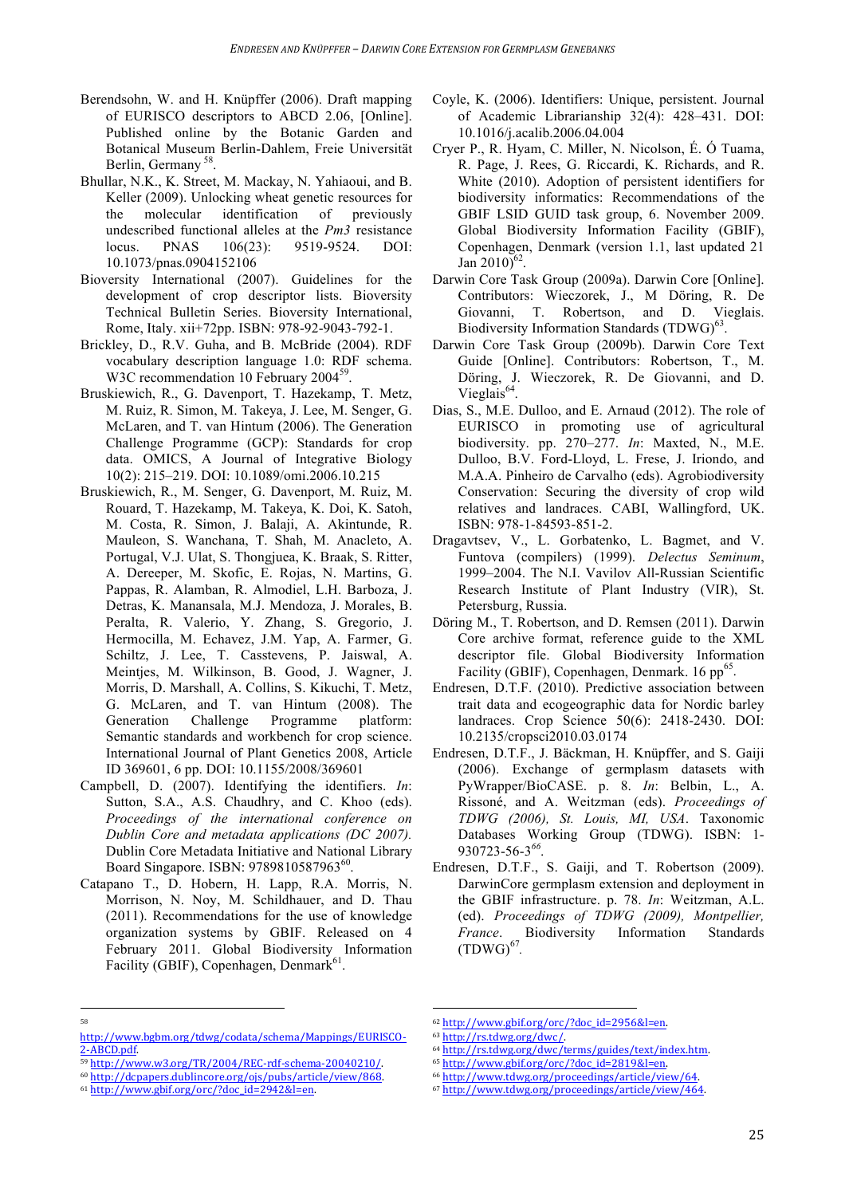Berendsohn, W. and H. Knüpffer (2006). Draft mapping of EURISCO descriptors to ABCD 2.06, [Online]. Published online by the Botanic Garden and Botanical Museum Berlin-Dahlem, Freie Universität Berlin, Germany [58].

Bhullar, N.K., K. Street, M. Mackay, N. Yahiaoui, and B. Keller (2009). Unlocking wheat genetic resources for the molecular identification of previously undescribed functional alleles at the *Pm3* resistance locus. PNAS 106(23): 9519-9524. DOI: 10.1073/pnas.0904152106

Bioversity International (2007). Guidelines for the development of crop descriptor lists. Bioversity Technical Bulletin Series. Bioversity International, Rome, Italy. xii+72pp. ISBN: 978-92-9043-792-1.

Brickley, D., R.V. Guha, and B. McBride (2004). RDF vocabulary description language 1.0: RDF schema. W3C recommendation 10 February 2004 [59].

Bruskiewich, R., G. Davenport, T. Hazekamp, T. Metz, M. Ruiz, R. Simon, M. Takeya, J. Lee, M. Senger, G. McLaren, and T. van Hintum (2006). The Generation Challenge Programme (GCP): Standards for crop data. OMICS, A Journal of Integrative Biology 10(2): 215–219. DOI: 10.1089/omi.2006.10.215

Bruskiewich, R., M. Senger, G. Davenport, M. Ruiz, M. Rouard, T. Hazekamp, M. Takeya, K. Doi, K. Satoh, M. Costa, R. Simon, J. Balaji, A. Akintunde, R. Mauleon, S. Wanchana, T. Shah, M. Anacleto, A. Portugal, V.J. Ulat, S. Thongjuea, K. Braak, S. Ritter, A. Dereeper, M. Skofic, E. Rojas, N. Martins, G. Pappas, R. Alamban, R. Almodiel, L.H. Barboza, J. Detras, K. Manansala, M.J. Mendoza, J. Morales, B. Peralta, R. Valerio, Y. Zhang, S. Gregorio, J. Hermocilla, M. Echavez, J.M. Yap, A. Farmer, G. Schiltz, J. Lee, T. Casstevens, P. Jaiswal, A. Meintjes, M. Wilkinson, B. Good, J. Wagner, J. Morris, D. Marshall, A. Collins, S. Kikuchi, T. Metz, G. McLaren, and T. van Hintum (2008). The Generation Challenge Programme platform: Semantic standards and workbench for crop science. International Journal of Plant Genetics 2008, Article ID 369601, 6 pp. DOI: 10.1155/2008/369601

Campbell, D. (2007). Identifying the identifiers. *In*: Sutton, S.A., A.S. Chaudhry, and C. Khoo (eds). *Proceedings of the international conference on Dublin Core and metadata applications (DC 2007).* Dublin Core Metadata Initiative and National Library Board Singapore. ISBN: 9789810587963 [60].

Catapano T., D. Hobern, H. Lapp, R.A. Morris, N. Morrison, N. Noy, M. Schildhauer, and D. Thau (2011). Recommendations for the use of knowledge organization systems by GBIF. Released on 4 February 2011. Global Biodiversity Information Facility (GBIF), Copenhagen, Denmark [61].

Coyle, K. (2006). Identifiers: Unique, persistent. Journal of Academic Librarianship 32(4): 428–431. DOI: 10.1016/j.acalib.2006.04.004

Cryer P., R. Hyam, C. Miller, N. Nicolson, É. Ó Tuama, R. Page, J. Rees, G. Riccardi, K. Richards, and R. White (2010). Adoption of persistent identifiers for biodiversity informatics: Recommendations of the GBIF LSID GUID task group, 6. November 2009. Global Biodiversity Information Facility (GBIF), Copenhagen, Denmark (version 1.1, last updated 21 Jan 2010) [62].

Darwin Core Task Group (2009a). Darwin Core [Online]. Contributors: Wieczorek, J., M Döring, R. De Giovanni, T. Robertson, and D. Vieglais. Biodiversity Information Standards (TDWG) [63].

Darwin Core Task Group (2009b). Darwin Core Text Guide [Online]. Contributors: Robertson, T., M. Döring, J. Wieczorek, R. De Giovanni, and D. Vieglais [64].

Dias, S., M.E. Dulloo, and E. Arnaud (2012). The role of EURISCO in promoting use of agricultural biodiversity. pp. 270–277. *In*: Maxted, N., M.E. Dulloo, B.V. Ford-Lloyd, L. Frese, J. Iriondo, and M.A.A. Pinheiro de Carvalho (eds). Agrobiodiversity Conservation: Securing the diversity of crop wild relatives and landraces. CABI, Wallingford, UK. ISBN: 978-1-84593-851-2.

Dragavtsev, V., L. Gorbatenko, L. Bagmet, and V. Funtova (compilers) (1999). *Delectus Seminum*, 1999–2004. The N.I. Vavilov All-Russian Scientific Research Institute of Plant Industry (VIR), St. Petersburg, Russia.

Döring M., T. Robertson, and D. Remsen (2011). Darwin Core archive format, reference guide to the XML descriptor file. Global Biodiversity Information Facility (GBIF), Copenhagen, Denmark. 16 pp [65].

Endresen, D.T.F. (2010). Predictive association between trait data and ecogeographic data for Nordic barley landraces. Crop Science 50(6): 2418-2430. DOI: 10.2135/cropsci2010.03.0174

Endresen, D.T.F., J. Bäckman, H. Knüpffer, and S. Gaiji (2006). Exchange of germplasm datasets with PyWrapper/BioCASE. p. 8. *In*: Belbin, L., A. Rissoné, and A. Weitzman (eds). *Proceedings of TDWG (2006), St. Louis, MI, USA*. Taxonomic Databases Working Group (TDWG). ISBN: 1-930723-56-3 [66].

Endresen, D.T.F., S. Gaiji, and T. Robertson (2009). DarwinCore germplasm extension and deployment in the GBIF infrastructure. p. 78. *In*: Weitzman, A.L. (ed). *Proceedings of TDWG (2009), Montpellier, France*. Biodiversity Information Standards (TDWG) [67].

---

[58] http://www.bgbm.org/tdwg/codata/schema/Mappings/EURISCO-2-ABCD.pdf.

[59] http://www.w3.org/TR/2004/REC-rdf-schema-20040210/.

[60] http://dcpapers.dublincore.org/ojs/pubs/article/view/868.

[61] http://www.gbif.org/orc/?doc_id=2942&l=en.

[62] http://www.gbif.org/orc/?doc_id=2956&l=en.

[63] http://rs.tdwg.org/dwc/.

[64] http://rs.tdwg.org/dwc/terms/guides/text/index.htm.

[65] http://www.gbif.org/orc/?doc_id=2819&l=en.

[66] http://www.tdwg.org/proceedings/article/view/64.

[67] http://www.tdwg.org/proceedings/article/view/464.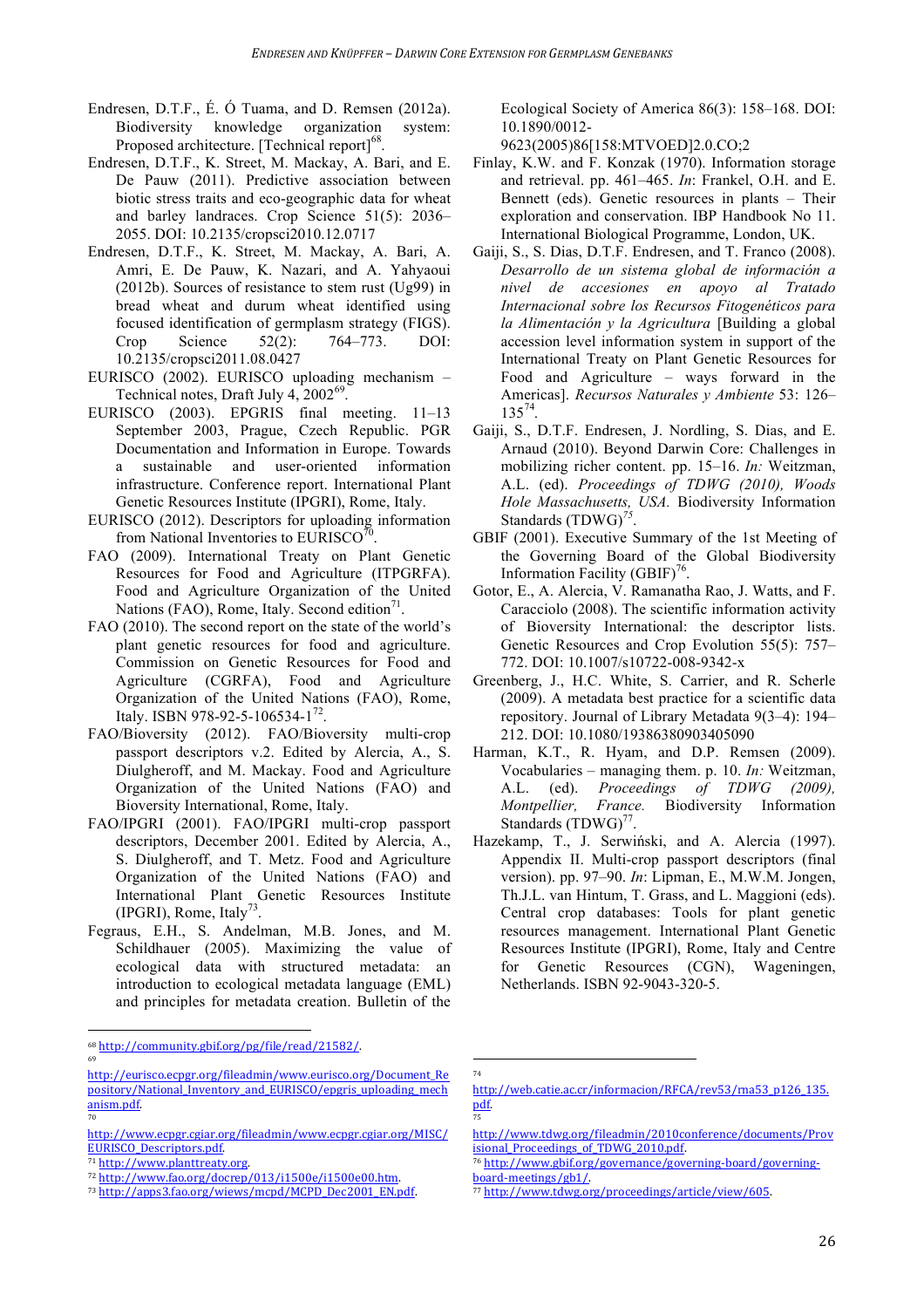Endresen, D.T.F., É. Ó Tuama, and D. Remsen (2012a). Biodiversity knowledge organization system: Proposed architecture. [Technical report][68].

Endresen, D.T.F., K. Street, M. Mackay, A. Bari, and E. De Pauw (2011). Predictive association between biotic stress traits and eco-geographic data for wheat and barley landraces. Crop Science 51(5): 2036–2055. DOI: 10.2135/cropsci2010.12.0717

Endresen, D.T.F., K. Street, M. Mackay, A. Bari, A. Amri, E. De Pauw, K. Nazari, and A. Yahyaoui (2012b). Sources of resistance to stem rust (Ug99) in bread wheat and durum wheat identified using focused identification of germplasm strategy (FIGS). Crop Science 52(2): 764–773. DOI: 10.2135/cropsci2011.08.0427

EURISCO (2002). EURISCO uploading mechanism – Technical notes, Draft July 4, 2002[69].

EURISCO (2003). EPGRIS final meeting. 11–13 September 2003, Prague, Czech Republic. PGR Documentation and Information in Europe. Towards a sustainable and user-oriented information infrastructure. Conference report. International Plant Genetic Resources Institute (IPGRI), Rome, Italy.

EURISCO (2012). Descriptors for uploading information from National Inventories to EURISCO[70].

FAO (2009). International Treaty on Plant Genetic Resources for Food and Agriculture (ITPGRFA). Food and Agriculture Organization of the United Nations (FAO), Rome, Italy. Second edition[71].

FAO (2010). The second report on the state of the world's plant genetic resources for food and agriculture. Commission on Genetic Resources for Food and Agriculture (CGRFA), Food and Agriculture Organization of the United Nations (FAO), Rome, Italy. ISBN 978-92-5-106534-1[72].

FAO/Bioversity (2012). FAO/Bioversity multi-crop passport descriptors v.2. Edited by Alercia, A., S. Diulgheroff, and M. Mackay. Food and Agriculture Organization of the United Nations (FAO) and Bioversity International, Rome, Italy.

FAO/IPGRI (2001). FAO/IPGRI multi-crop passport descriptors, December 2001. Edited by Alercia, A., S. Diulgheroff, and T. Metz. Food and Agriculture Organization of the United Nations (FAO) and International Plant Genetic Resources Institute (IPGRI), Rome, Italy[73].

Fegraus, E.H., S. Andelman, M.B. Jones, and M. Schildhauer (2005). Maximizing the value of ecological data with structured metadata: an introduction to ecological metadata language (EML) and principles for metadata creation. Bulletin of the Ecological Society of America 86(3): 158–168. DOI: 10.1890/0012-9623(2005)86[158:MTVOED]2.0.CO;2

Finlay, K.W. and F. Konzak (1970). Information storage and retrieval. pp. 461–465. *In*: Frankel, O.H. and E. Bennett (eds). Genetic resources in plants – Their exploration and conservation. IBP Handbook No 11. International Biological Programme, London, UK.

Gaiji, S., S. Dias, D.T.F. Endresen, and T. Franco (2008). *Desarrollo de un sistema global de información a nivel de accesiones en apoyo al Tratado Internacional sobre los Recursos Fitogenéticos para la Alimentación y la Agricultura* [Building a global accession level information system in support of the International Treaty on Plant Genetic Resources for Food and Agriculture – ways forward in the Americas]. *Recursos Naturales y Ambiente* 53: 126–135[74].

Gaiji, S., D.T.F. Endresen, J. Nordling, S. Dias, and E. Arnaud (2010). Beyond Darwin Core: Challenges in mobilizing richer content. pp. 15–16. *In:* Weitzman, A.L. (ed). *Proceedings of TDWG (2010), Woods Hole Massachusetts, USA.* Biodiversity Information Standards (TDWG)[75].

GBIF (2001). Executive Summary of the 1st Meeting of the Governing Board of the Global Biodiversity Information Facility (GBIF)[76].

Gotor, E., A. Alercia, V. Ramanatha Rao, J. Watts, and F. Caracciolo (2008). The scientific information activity of Bioversity International: the descriptor lists. Genetic Resources and Crop Evolution 55(5): 757–772. DOI: 10.1007/s10722-008-9342-x

Greenberg, J., H.C. White, S. Carrier, and R. Scherle (2009). A metadata best practice for a scientific data repository. Journal of Library Metadata 9(3–4): 194–212. DOI: 10.1080/19386380903405090

Harman, K.T., R. Hyam, and D.P. Remsen (2009). Vocabularies – managing them. p. 10. *In:* Weitzman, A.L. (ed). *Proceedings of TDWG (2009), Montpellier, France.* Biodiversity Information Standards (TDWG)[77].

Hazekamp, T., J. Serwiński, and A. Alercia (1997). Appendix II. Multi-crop passport descriptors (final version). pp. 97–90. *In*: Lipman, E., M.W.M. Jongen, Th.J.L. van Hintum, T. Grass, and L. Maggioni (eds). Central crop databases: Tools for plant genetic resources management. International Plant Genetic Resources Institute (IPGRI), Rome, Italy and Centre for Genetic Resources (CGN), Wageningen, Netherlands. ISBN 92-9043-320-5.

---

[68] http://community.gbif.org/pg/file/read/21582/.

[69] http://eurisco.ecpgr.org/fileadmin/www.eurisco.org/Document_Repository/National_Inventory_and_EURISCO/epgris_uploading_mechanism.pdf.

[70] http://www.ecpgr.cgiar.org/fileadmin/www.ecpgr.cgiar.org/MISC/EURISCO_Descriptors.pdf.

[71] http://www.planttreaty.org.

[72] http://www.fao.org/docrep/013/i1500e/i1500e00.htm.

[73] http://apps3.fao.org/wiews/mcpd/MCPD_Dec2001_EN.pdf.

[74] http://web.catie.ac.cr/informacion/RFCA/rev53/rna53_p126_135.pdf.

[75] http://www.tdwg.org/fileadmin/2010conference/documents/Provisional_Proceedings_of_TDWG_2010.pdf.

[76] http://www.gbif.org/governance/governing-board/governing-board-meetings/gb1/.

[77] http://www.tdwg.org/proceedings/article/view/605.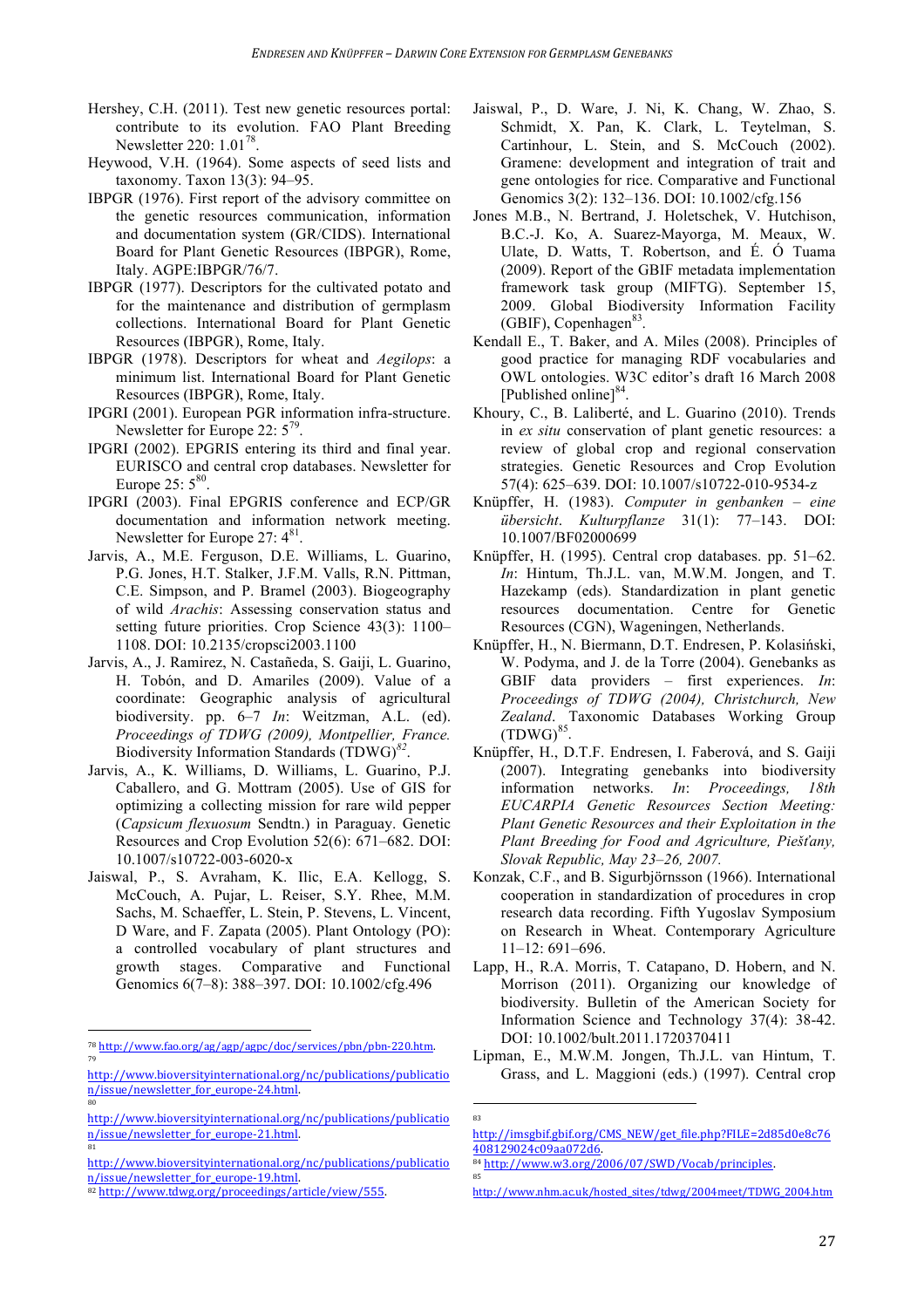Hershey, C.H. (2011). Test new genetic resources portal: contribute to its evolution. FAO Plant Breeding Newsletter 220: 1.01[78].

Heywood, V.H. (1964). Some aspects of seed lists and taxonomy. Taxon 13(3): 94–95.

IBPGR (1976). First report of the advisory committee on the genetic resources communication, information and documentation system (GR/CIDS). International Board for Plant Genetic Resources (IBPGR), Rome, Italy. AGPE:IBPGR/76/7.

IBPGR (1977). Descriptors for the cultivated potato and for the maintenance and distribution of germplasm collections. International Board for Plant Genetic Resources (IBPGR), Rome, Italy.

IBPGR (1978). Descriptors for wheat and *Aegilops*: a minimum list. International Board for Plant Genetic Resources (IBPGR), Rome, Italy.

IPGRI (2001). European PGR information infra-structure. Newsletter for Europe 22: 5[79].

IPGRI (2002). EPGRIS entering its third and final year. EURISCO and central crop databases. Newsletter for Europe 25: 5[80].

IPGRI (2003). Final EPGRIS conference and ECP/GR documentation and information network meeting. Newsletter for Europe 27: 4[81].

Jarvis, A., M.E. Ferguson, D.E. Williams, L. Guarino, P.G. Jones, H.T. Stalker, J.F.M. Valls, R.N. Pittman, C.E. Simpson, and P. Bramel (2003). Biogeography of wild *Arachis*: Assessing conservation status and setting future priorities. Crop Science 43(3): 1100–1108. DOI: 10.2135/cropsci2003.1100

Jarvis, A., J. Ramirez, N. Castañeda, S. Gaiji, L. Guarino, H. Tobón, and D. Amariles (2009). Value of a coordinate: Geographic analysis of agricultural biodiversity. pp. 6–7 *In*: Weitzman, A.L. (ed). *Proceedings of TDWG (2009), Montpellier, France.* Biodiversity Information Standards (TDWG)[82].

Jarvis, A., K. Williams, D. Williams, L. Guarino, P.J. Caballero, and G. Mottram (2005). Use of GIS for optimizing a collecting mission for rare wild pepper (*Capsicum flexuosum* Sendtn.) in Paraguay. Genetic Resources and Crop Evolution 52(6): 671–682. DOI: 10.1007/s10722-003-6020-x

Jaiswal, P., S. Avraham, K. Ilic, E.A. Kellogg, S. McCouch, A. Pujar, L. Reiser, S.Y. Rhee, M.M. Sachs, M. Schaeffer, L. Stein, P. Stevens, L. Vincent, D Ware, and F. Zapata (2005). Plant Ontology (PO): a controlled vocabulary of plant structures and growth stages. Comparative and Functional Genomics 6(7–8): 388–397. DOI: 10.1002/cfg.496

Jaiswal, P., D. Ware, J. Ni, K. Chang, W. Zhao, S. Schmidt, X. Pan, K. Clark, L. Teytelman, S. Cartinhour, L. Stein, and S. McCouch (2002). Gramene: development and integration of trait and gene ontologies for rice. Comparative and Functional Genomics 3(2): 132–136. DOI: 10.1002/cfg.156

Jones M.B., N. Bertrand, J. Holetschek, V. Hutchison, B.C.-J. Ko, A. Suarez-Mayorga, M. Meaux, W. Ulate, D. Watts, T. Robertson, and É. Ó Tuama (2009). Report of the GBIF metadata implementation framework task group (MIFTG). September 15, 2009. Global Biodiversity Information Facility (GBIF), Copenhagen[83].

Kendall E., T. Baker, and A. Miles (2008). Principles of good practice for managing RDF vocabularies and OWL ontologies. W3C editor's draft 16 March 2008 [Published online][84].

Khoury, C., B. Laliberté, and L. Guarino (2010). Trends in *ex situ* conservation of plant genetic resources: a review of global crop and regional conservation strategies. Genetic Resources and Crop Evolution 57(4): 625–639. DOI: 10.1007/s10722-010-9534-z

Knüpffer, H. (1983). *Computer in genbanken – eine übersicht*. *Kulturpflanze* 31(1): 77–143. DOI: 10.1007/BF02000699

Knüpffer, H. (1995). Central crop databases. pp. 51–62. *In*: Hintum, Th.J.L. van, M.W.M. Jongen, and T. Hazekamp (eds). Standardization in plant genetic resources documentation. Centre for Genetic Resources (CGN), Wageningen, Netherlands.

Knüpffer, H., N. Biermann, D.T. Endresen, P. Kolasiński, W. Podyma, and J. de la Torre (2004). Genebanks as GBIF data providers – first experiences. *In*: *Proceedings of TDWG (2004), Christchurch, New Zealand*. Taxonomic Databases Working Group (TDWG)[85].

Knüpffer, H., D.T.F. Endresen, I. Faberová, and S. Gaiji (2007). Integrating genebanks into biodiversity information networks. *In*: *Proceedings, 18th EUCARPIA Genetic Resources Section Meeting: Plant Genetic Resources and their Exploitation in the Plant Breeding for Food and Agriculture, Piešťany, Slovak Republic, May 23–26, 2007.*

Konzak, C.F., and B. Sigurbjörnsson (1966). International cooperation in standardization of procedures in crop research data recording. Fifth Yugoslav Symposium on Research in Wheat. Contemporary Agriculture 11–12: 691–696.

Lapp, H., R.A. Morris, T. Catapano, D. Hobern, and N. Morrison (2011). Organizing our knowledge of biodiversity. Bulletin of the American Society for Information Science and Technology 37(4): 38-42. DOI: 10.1002/bult.2011.1720370411

Lipman, E., M.W.M. Jongen, Th.J.L. van Hintum, T. Grass, and L. Maggioni (eds.) (1997). Central crop

---

[78] http://www.fao.org/ag/agp/agpc/doc/services/pbn/pbn-220.htm.

[79] http://www.bioversityinternational.org/nc/publications/publication/issue/newsletter_for_europe-24.html.

[80] http://www.bioversityinternational.org/nc/publications/publication/issue/newsletter_for_europe-21.html.

[81] http://www.bioversityinternational.org/nc/publications/publication/issue/newsletter_for_europe-19.html.

[82] http://www.tdwg.org/proceedings/article/view/555.

[83] http://imsgbif.gbif.org/CMS_NEW/get_file.php?FILE=2d85d0e8c76408129024c09aa072d6.

[84] http://www.w3.org/2006/07/SWD/Vocab/principles.

[85] http://www.nhm.ac.uk/hosted_sites/tdwg/2004meet/TDWG_2004.htm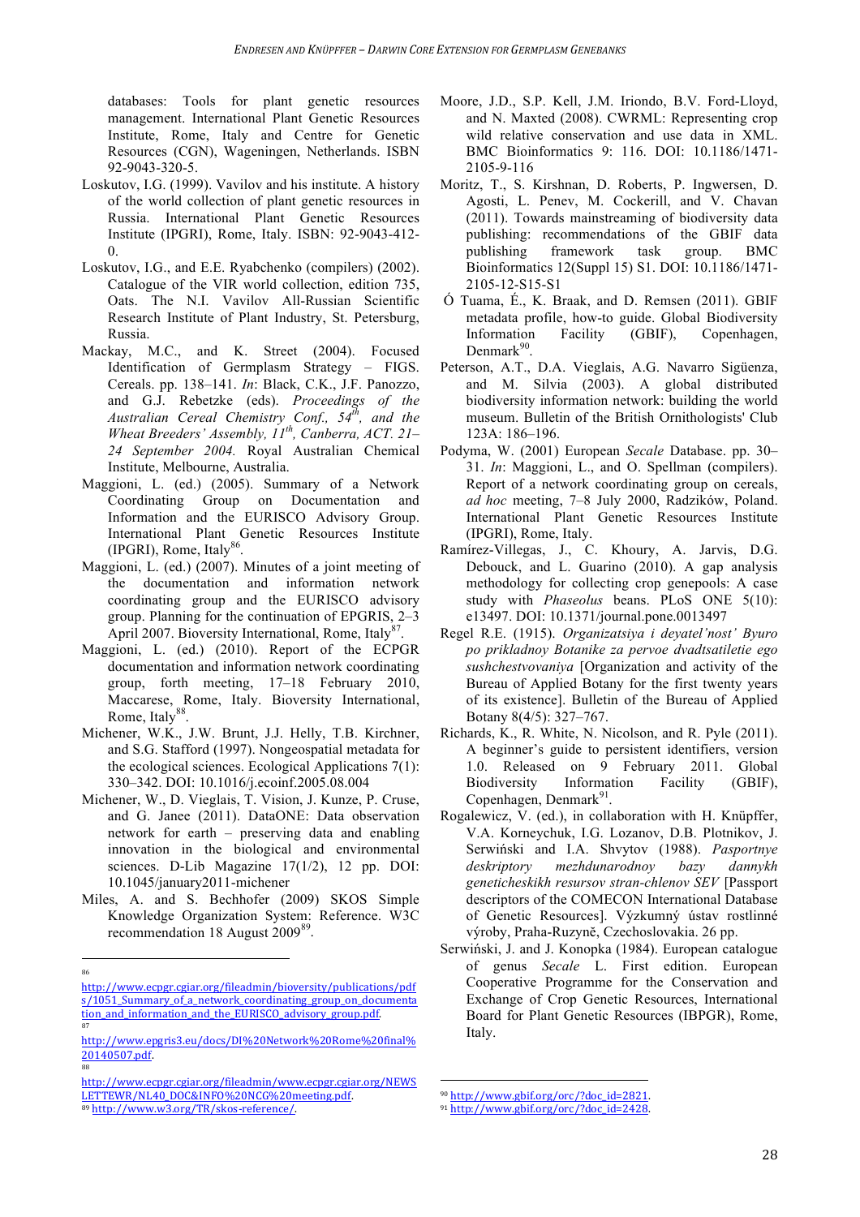databases: Tools for plant genetic resources management. International Plant Genetic Resources Institute, Rome, Italy and Centre for Genetic Resources (CGN), Wageningen, Netherlands. ISBN 92-9043-320-5.

Loskutov, I.G. (1999). Vavilov and his institute. A history of the world collection of plant genetic resources in Russia. International Plant Genetic Resources Institute (IPGRI), Rome, Italy. ISBN: 92-9043-412-0.

Loskutov, I.G., and E.E. Ryabchenko (compilers) (2002). Catalogue of the VIR world collection, edition 735, Oats. The N.I. Vavilov All-Russian Scientific Research Institute of Plant Industry, St. Petersburg, Russia.

Mackay, M.C., and K. Street (2004). Focused Identification of Germplasm Strategy – FIGS. Cereals. pp. 138–141. *In*: Black, C.K., J.F. Panozzo, and G.J. Rebetzke (eds). *Proceedings of the Australian Cereal Chemistry Conf., 54th, and the Wheat Breeders' Assembly, 11th, Canberra, ACT. 21–24 September 2004.* Royal Australian Chemical Institute, Melbourne, Australia.

Maggioni, L. (ed.) (2005). Summary of a Network Coordinating Group on Documentation and Information and the EURISCO Advisory Group. International Plant Genetic Resources Institute (IPGRI), Rome, Italy[86].

Maggioni, L. (ed.) (2007). Minutes of a joint meeting of the documentation and information network coordinating group and the EURISCO advisory group. Planning for the continuation of EPGRIS, 2–3 April 2007. Bioversity International, Rome, Italy[87].

Maggioni, L. (ed.) (2010). Report of the ECPGR documentation and information network coordinating group, forth meeting, 17–18 February 2010, Maccarese, Rome, Italy. Bioversity International, Rome, Italy[88].

Michener, W.K., J.W. Brunt, J.J. Helly, T.B. Kirchner, and S.G. Stafford (1997). Nongeospatial metadata for the ecological sciences. Ecological Applications 7(1): 330–342. DOI: 10.1016/j.ecoinf.2005.08.004

Michener, W., D. Vieglais, T. Vision, J. Kunze, P. Cruse, and G. Janee (2011). DataONE: Data observation network for earth – preserving data and enabling innovation in the biological and environmental sciences. D-Lib Magazine 17(1/2), 12 pp. DOI: 10.1045/january2011-michener

Miles, A. and S. Bechhofer (2009) SKOS Simple Knowledge Organization System: Reference. W3C recommendation 18 August 2009[89].

Moore, J.D., S.P. Kell, J.M. Iriondo, B.V. Ford-Lloyd, and N. Maxted (2008). CWRML: Representing crop wild relative conservation and use data in XML. BMC Bioinformatics 9: 116. DOI: 10.1186/1471-2105-9-116

Moritz, T., S. Kirshnan, D. Roberts, P. Ingwersen, D. Agosti, L. Penev, M. Cockerill, and V. Chavan (2011). Towards mainstreaming of biodiversity data publishing: recommendations of the GBIF data publishing framework task group. BMC Bioinformatics 12(Suppl 15) S1. DOI: 10.1186/1471-2105-12-S15-S1

Ó Tuama, É., K. Braak, and D. Remsen (2011). GBIF metadata profile, how-to guide. Global Biodiversity Information Facility (GBIF), Copenhagen, Denmark[90].

Peterson, A.T., D.A. Vieglais, A.G. Navarro Sigüenza, and M. Silvia (2003). A global distributed biodiversity information network: building the world museum. Bulletin of the British Ornithologists' Club 123A: 186–196.

Podyma, W. (2001) European *Secale* Database. pp. 30–31. *In*: Maggioni, L., and O. Spellman (compilers). Report of a network coordinating group on cereals, *ad hoc* meeting, 7–8 July 2000, Radzików, Poland. International Plant Genetic Resources Institute (IPGRI), Rome, Italy.

Ramírez-Villegas, J., C. Khoury, A. Jarvis, D.G. Debouck, and L. Guarino (2010). A gap analysis methodology for collecting crop genepools: A case study with *Phaseolus* beans. PLoS ONE 5(10): e13497. DOI: 10.1371/journal.pone.0013497

Regel R.E. (1915). *Organizatsiya i deyatel'nost' Byuro po prikladnoy Botanike za pervoe dvadtsatiletie ego sushchestvovaniya* [Organization and activity of the Bureau of Applied Botany for the first twenty years of its existence]. Bulletin of the Bureau of Applied Botany 8(4/5): 327–767.

Richards, K., R. White, N. Nicolson, and R. Pyle (2011). A beginner's guide to persistent identifiers, version 1.0. Released on 9 February 2011. Global Biodiversity Information Facility (GBIF), Copenhagen, Denmark[91].

Rogalewicz, V. (ed.), in collaboration with H. Knüpffer, V.A. Korneychuk, I.G. Lozanov, D.B. Plotnikov, J. Serwiński and I.A. Shvytov (1988). *Pasportnye deskriptory mezhdunarodnoy bazy dannykh geneticheskikh resursov stran-chlenov SEV* [Passport descriptors of the COMECON International Database of Genetic Resources]. Výzkumný ústav rostlinné výroby, Praha-Ruzyně, Czechoslovakia. 26 pp.

Serwiński, J. and J. Konopka (1984). European catalogue of genus *Secale* L. First edition. European Cooperative Programme for the Conservation and Exchange of Crop Genetic Resources, International Board for Plant Genetic Resources (IBPGR), Rome, Italy.

---

[86] http://www.ecpgr.cgiar.org/fileadmin/bioversity/publications/pdfs/1051_Summary_of_a_network_coordinating_group_on_documentation_and_information_and_the_EURISCO_advisory_group.pdf.

[87] http://www.epgris3.eu/docs/DI%20Network%20Rome%20final%20140507.pdf.

[88] http://www.ecpgr.cgiar.org/fileadmin/www.ecpgr.cgiar.org/NEWSLETTEWR/NL40_DOC&INFO%20NCG%20meeting.pdf.

[89] http://www.w3.org/TR/skos-reference/.

[90] http://www.gbif.org/orc/?doc_id=2821.

[91] http://www.gbif.org/orc/?doc_id=2428.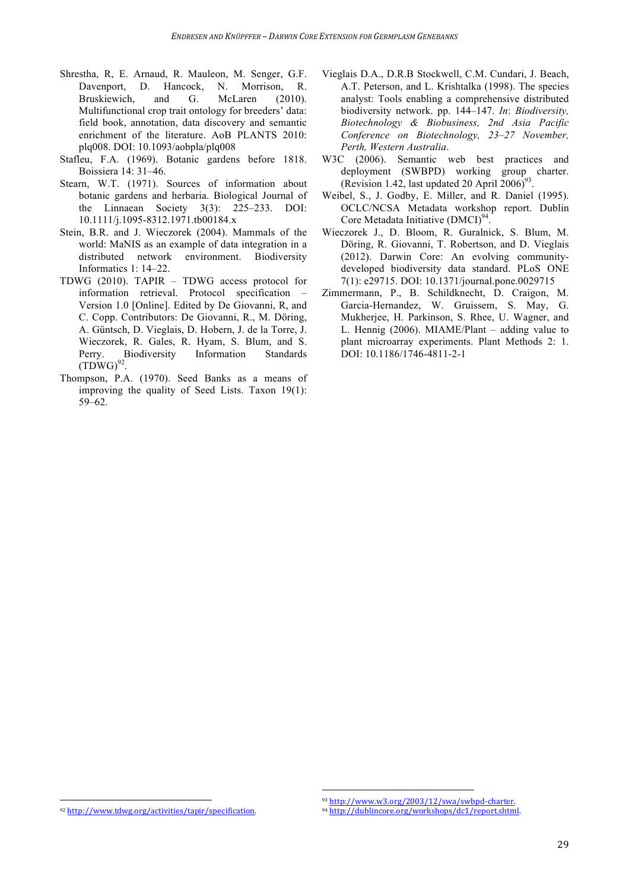Shrestha, R, E. Arnaud, R. Mauleon, M. Senger, G.F. Davenport, D. Hancock, N. Morrison, R. Bruskiewich, and G. McLaren (2010). Multifunctional crop trait ontology for breeders' data: field book, annotation, data discovery and semantic enrichment of the literature. AoB PLANTS 2010: plq008. DOI: 10.1093/aobpla/plq008

Stafleu, F.A. (1969). Botanic gardens before 1818. Boissiera 14: 31–46.

Stearn, W.T. (1971). Sources of information about botanic gardens and herbaria. Biological Journal of the Linnaean Society 3(3): 225–233. DOI: 10.1111/j.1095-8312.1971.tb00184.x

Stein, B.R. and J. Wieczorek (2004). Mammals of the world: MaNIS as an example of data integration in a distributed network environment. Biodiversity Informatics 1: 14–22.

TDWG (2010). TAPIR – TDWG access protocol for information retrieval. Protocol specification – Version 1.0 [Online]. Edited by De Giovanni, R, and C. Copp. Contributors: De Giovanni, R., M. Döring, A. Güntsch, D. Vieglais, D. Hobern, J. de la Torre, J. Wieczorek, R. Gales, R. Hyam, S. Blum, and S. Perry. Biodiversity Information Standards (TDWG)[92].

Thompson, P.A. (1970). Seed Banks as a means of improving the quality of Seed Lists. Taxon 19(1): 59–62.

Vieglais D.A., D.R.B Stockwell, C.M. Cundari, J. Beach, A.T. Peterson, and L. Krishtalka (1998). The species analyst: Tools enabling a comprehensive distributed biodiversity network. pp. 144–147. *In*: *Biodiversity, Biotechnology & Biobusiness, 2nd Asia Pacific Conference on Biotechnology, 23–27 November, Perth, Western Australia*.

W3C (2006). Semantic web best practices and deployment (SWBPD) working group charter. (Revision 1.42, last updated 20 April 2006)[93].

Weibel, S., J. Godby, E. Miller, and R. Daniel (1995). OCLC/NCSA Metadata workshop report. Dublin Core Metadata Initiative (DMCI)[94].

Wieczorek J., D. Bloom, R. Guralnick, S. Blum, M. Döring, R. Giovanni, T. Robertson, and D. Vieglais (2012). Darwin Core: An evolving community-developed biodiversity data standard. PLoS ONE 7(1): e29715. DOI: 10.1371/journal.pone.0029715

Zimmermann, P., B. Schildknecht, D. Craigon, M. Garcia-Hernandez, W. Gruissem, S. May, G. Mukherjee, H. Parkinson, S. Rhee, U. Wagner, and L. Hennig (2006). MIAME/Plant – adding value to plant microarray experiments. Plant Methods 2: 1. DOI: 10.1186/1746-4811-2-1

---

[92] http://www.tdwg.org/activities/tapir/specification.

[93] http://www.w3.org/2003/12/swa/swbpd-charter.

[94] http://dublincore.org/workshops/dc1/report.shtml.